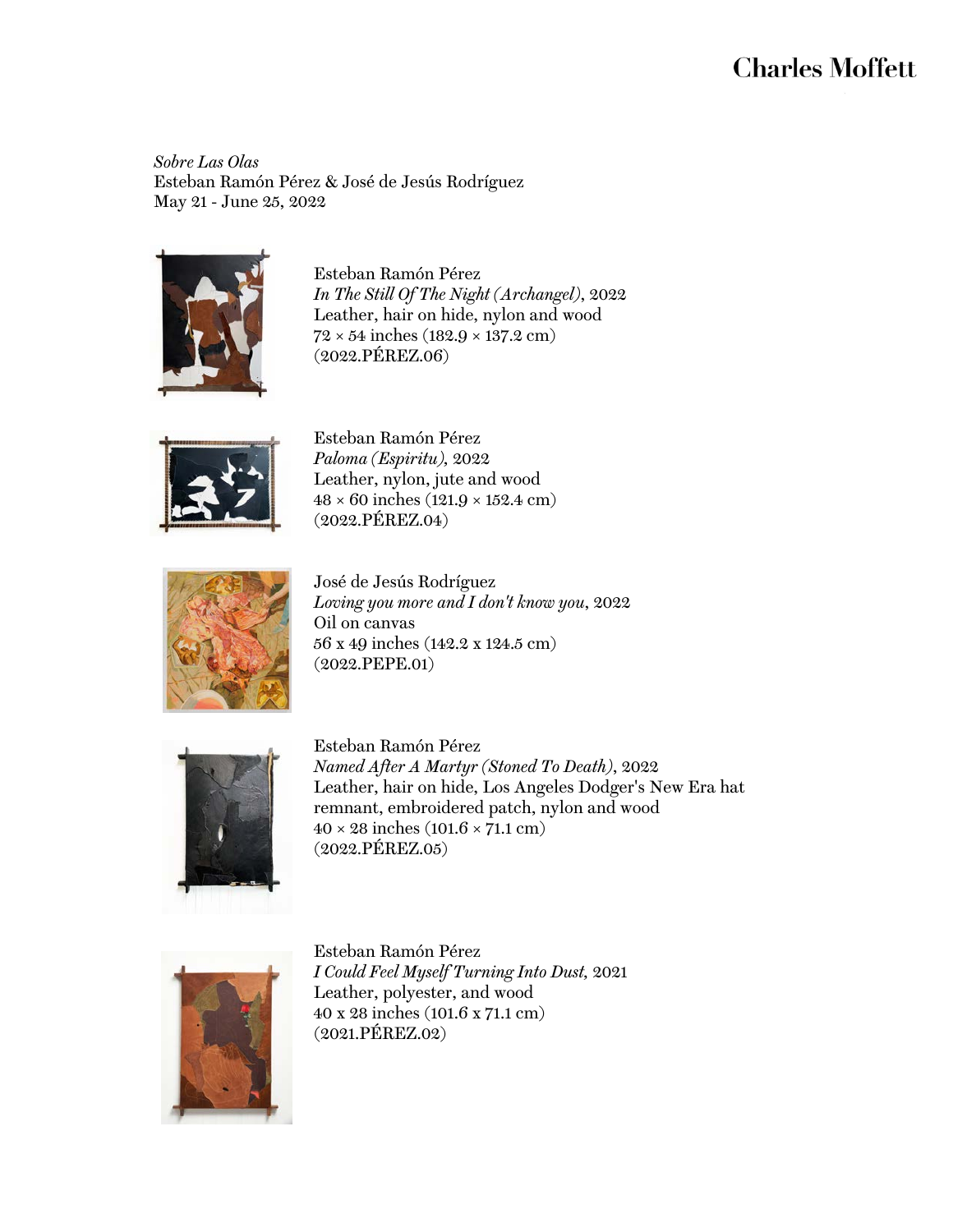Charles Moffett

*Sobre Las Olas*
Esteban Ramón Pérez & José de Jesús Rodríguez
May 21 - June 25, 2022

Esteban Ramón Pérez
*In The Still Of The Night (Archangel)*, 2022
Leather, hair on hide, nylon and wood
72 × 54 inches (182.9 × 137.2 cm)
(2022.PÉREZ.06)

Esteban Ramón Pérez
*Paloma (Espiritu)*, 2022
Leather, nylon, jute and wood
48 × 60 inches (121.9 × 152.4 cm)
(2022.PÉREZ.04)

José de Jesús Rodríguez
*Loving you more and I don't know you*, 2022
Oil on canvas
56 x 49 inches (142.2 x 124.5 cm)
(2022.PEPE.01)

Esteban Ramón Pérez
*Named After A Martyr (Stoned To Death)*, 2022
Leather, hair on hide, Los Angeles Dodger's New Era hat remnant, embroidered patch, nylon and wood
40 × 28 inches (101.6 × 71.1 cm)
(2022.PÉREZ.05)

Esteban Ramón Pérez
*I Could Feel Myself Turning Into Dust*, 2021
Leather, polyester, and wood
40 x 28 inches (101.6 x 71.1 cm)
(2021.PÉREZ.02)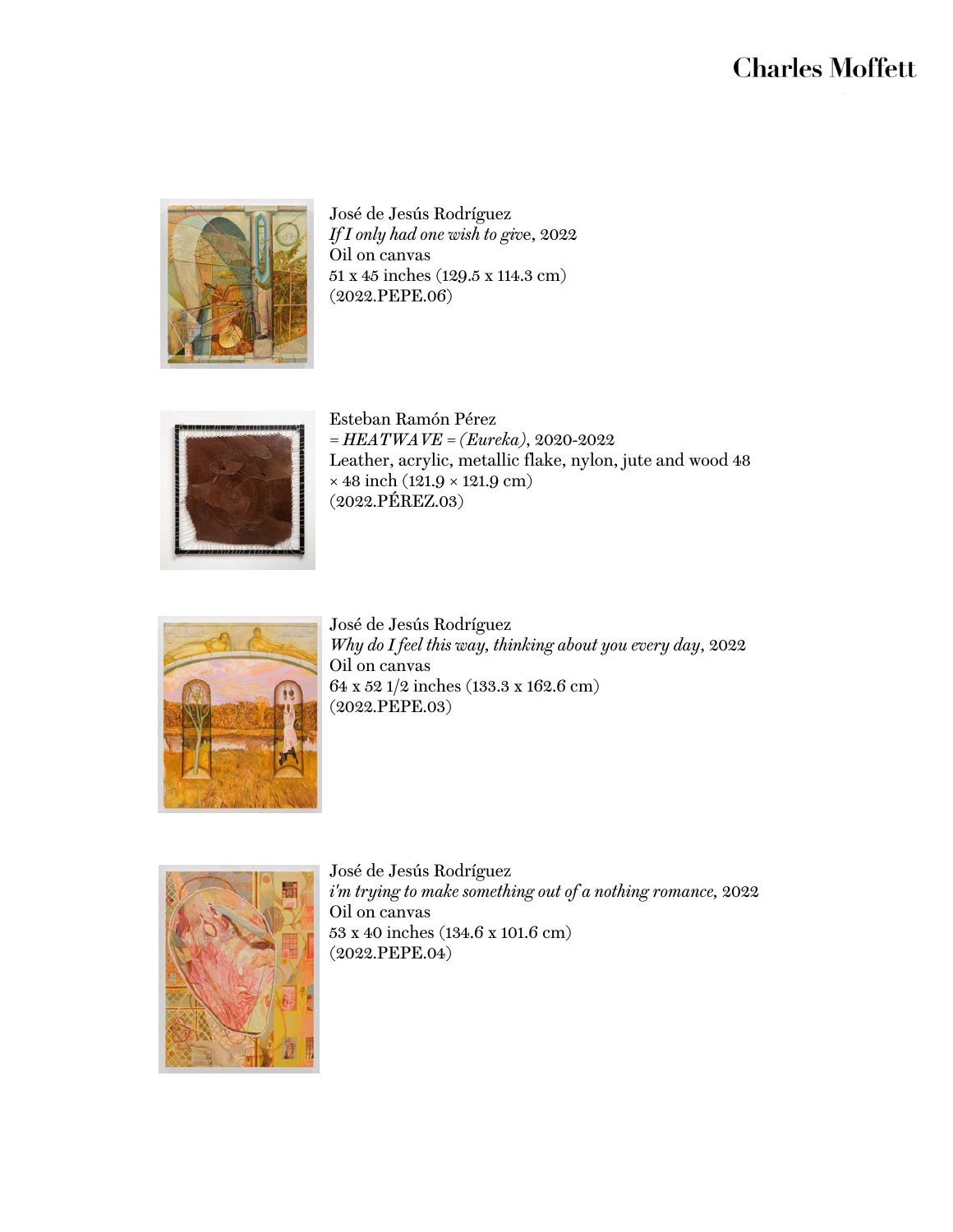José de Jesús Rodríguez
*If I only had one wish to give*, 2022
Oil on canvas
51 x 45 inches (129.5 x 114.3 cm)
(2022.PEPE.06)

Esteban Ramón Pérez
*= HEATWAVE = (Eureka)*, 2020-2022
Leather, acrylic, metallic flake, nylon, jute and wood 48 × 48 inch (121.9 × 121.9 cm)
(2022.PÉREZ.03)

José de Jesús Rodríguez
*Why do I feel this way, thinking about you every day*, 2022
Oil on canvas
64 x 52 1/2 inches (133.3 x 162.6 cm)
(2022.PEPE.03)

José de Jesús Rodríguez
*i'm trying to make something out of a nothing romance*, 2022
Oil on canvas
53 x 40 inches (134.6 x 101.6 cm)
(2022.PEPE.04)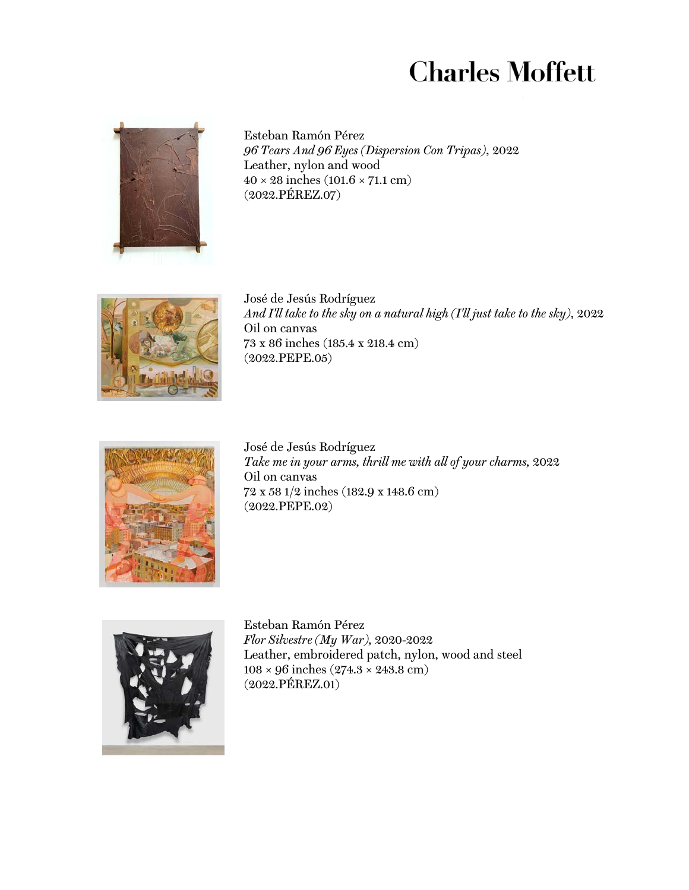# Charles Moffett

Esteban Ramón Pérez
*96 Tears And 96 Eyes (Dispersion Con Tripas)*, 2022
Leather, nylon and wood
40 × 28 inches (101.6 × 71.1 cm)
(2022.PÉREZ.07)

José de Jesús Rodríguez
*And I'll take to the sky on a natural high (I'll just take to the sky)*, 2022
Oil on canvas
73 x 86 inches (185.4 x 218.4 cm)
(2022.PEPE.05)

José de Jesús Rodríguez
*Take me in your arms, thrill me with all of your charms,* 2022
Oil on canvas
72 x 58 1/2 inches (182.9 x 148.6 cm)
(2022.PEPE.02)

Esteban Ramón Pérez
*Flor Silvestre (My War)*, 2020-2022
Leather, embroidered patch, nylon, wood and steel
108 × 96 inches (274.3 × 243.8 cm)
(2022.PÉREZ.01)